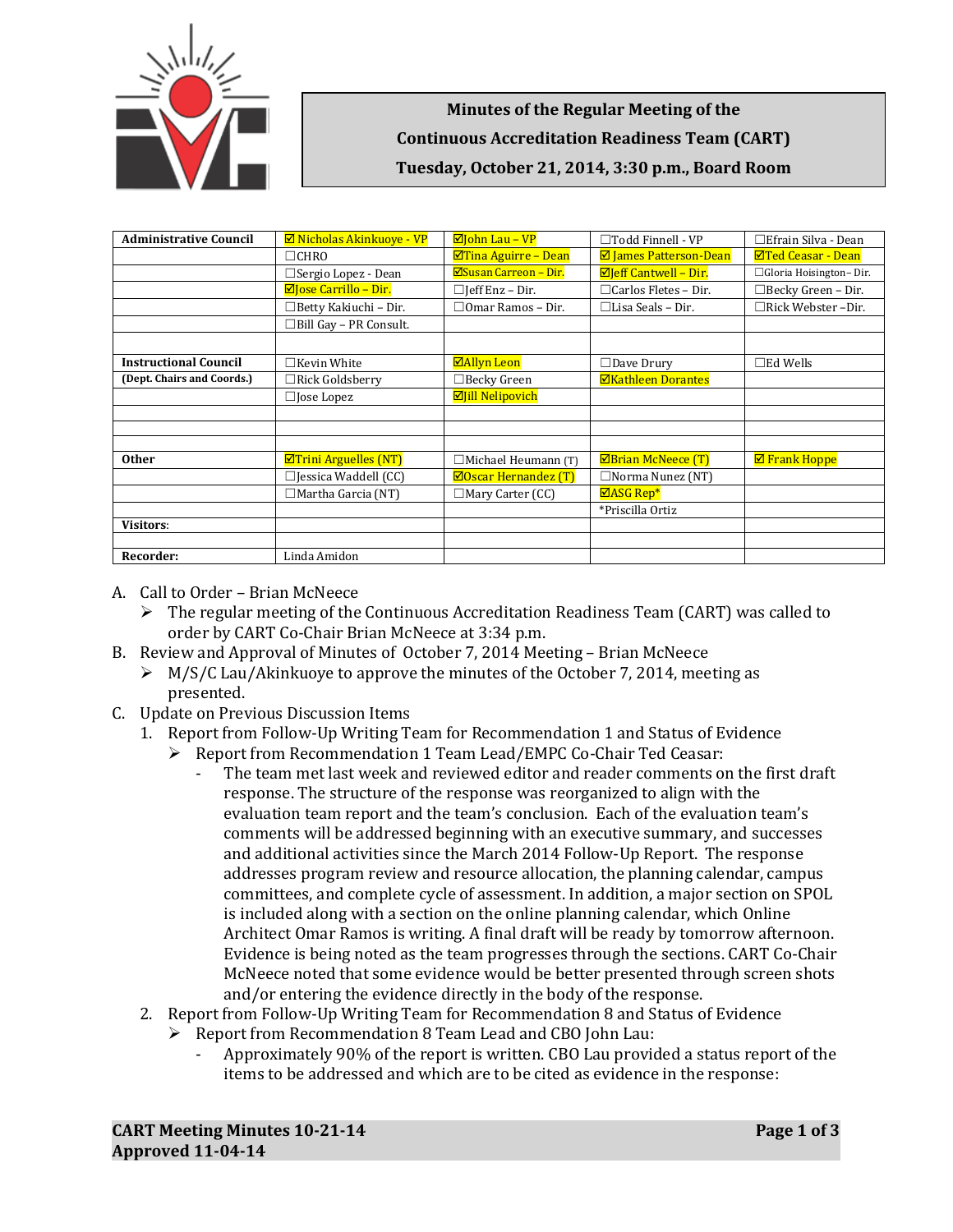# Minutes of the Regular Meeting of the Continuous Accreditation Readiness Team (CART)

**Tuesday, October 21, 2014, 3:30 p.m., Board Room**

| | | | | |
|---|---|---|---|---|
| **Administrative Council** | ☑ Nicholas Akinkuoye - VP | ☑John Lau – VP | ☐Todd Finnell - VP | ☐Efrain Silva - Dean |
| | ☐CHRO | ☑Tina Aguirre – Dean | ☑ James Patterson-Dean | ☑Ted Ceasar - Dean |
| | ☐Sergio Lopez - Dean | ☑Susan Carreon – Dir. | ☑Jeff Cantwell – Dir. | ☐Gloria Hoisington– Dir. |
| | ☑Jose Carrillo – Dir. | ☐Jeff Enz – Dir. | ☐Carlos Fletes – Dir. | ☐Becky Green – Dir. |
| | ☐Betty Kakiuchi – Dir. | ☐Omar Ramos – Dir. | ☐Lisa Seals – Dir. | ☐Rick Webster –Dir. |
| | ☐Bill Gay – PR Consult. | | | |
| | | | | |
| **Instructional Council** | ☐Kevin White | ☑Allyn Leon | ☐Dave Drury | ☐Ed Wells |
| **(Dept. Chairs and Coords.)** | ☐Rick Goldsberry | ☐Becky Green | ☑Kathleen Dorantes | |
| | ☐Jose Lopez | ☑Jill Nelipovich | | |
| | | | | |
| | | | | |
| | | | | |
| **Other** | ☑Trini Arguelles (NT) | ☐Michael Heumann (T) | ☑Brian McNeece (T) | ☑ Frank Hoppe |
| | ☐Jessica Waddell (CC) | ☑Oscar Hernandez (T) | ☐Norma Nunez (NT) | |
| | ☐Martha Garcia (NT) | ☐Mary Carter (CC) | ☑ASG Rep* | |
| | | | *Priscilla Ortiz | |
| **Visitors**: | | | | |
| | | | | |
| **Recorder:** | Linda Amidon | | | |

A. Call to Order – Brian McNeece
   - The regular meeting of the Continuous Accreditation Readiness Team (CART) was called to order by CART Co-Chair Brian McNeece at 3:34 p.m.

B. Review and Approval of Minutes of October 7, 2014 Meeting – Brian McNeece
   - M/S/C Lau/Akinkuoye to approve the minutes of the October 7, 2014, meeting as presented.

C. Update on Previous Discussion Items
   1. Report from Follow-Up Writing Team for Recommendation 1 and Status of Evidence
      - Report from Recommendation 1 Team Lead/EMPC Co-Chair Ted Ceasar:
         - The team met last week and reviewed editor and reader comments on the first draft response. The structure of the response was reorganized to align with the evaluation team report and the team's conclusion. Each of the evaluation team's comments will be addressed beginning with an executive summary, and successes and additional activities since the March 2014 Follow-Up Report. The response addresses program review and resource allocation, the planning calendar, campus committees, and complete cycle of assessment. In addition, a major section on SPOL is included along with a section on the online planning calendar, which Online Architect Omar Ramos is writing. A final draft will be ready by tomorrow afternoon. Evidence is being noted as the team progresses through the sections. CART Co-Chair McNeece noted that some evidence would be better presented through screen shots and/or entering the evidence directly in the body of the response.
   2. Report from Follow-Up Writing Team for Recommendation 8 and Status of Evidence
      - Report from Recommendation 8 Team Lead and CBO John Lau:
         - Approximately 90% of the report is written. CBO Lau provided a status report of the items to be addressed and which are to be cited as evidence in the response:

**CART Meeting Minutes 10-21-14**
**Approved 11-04-14**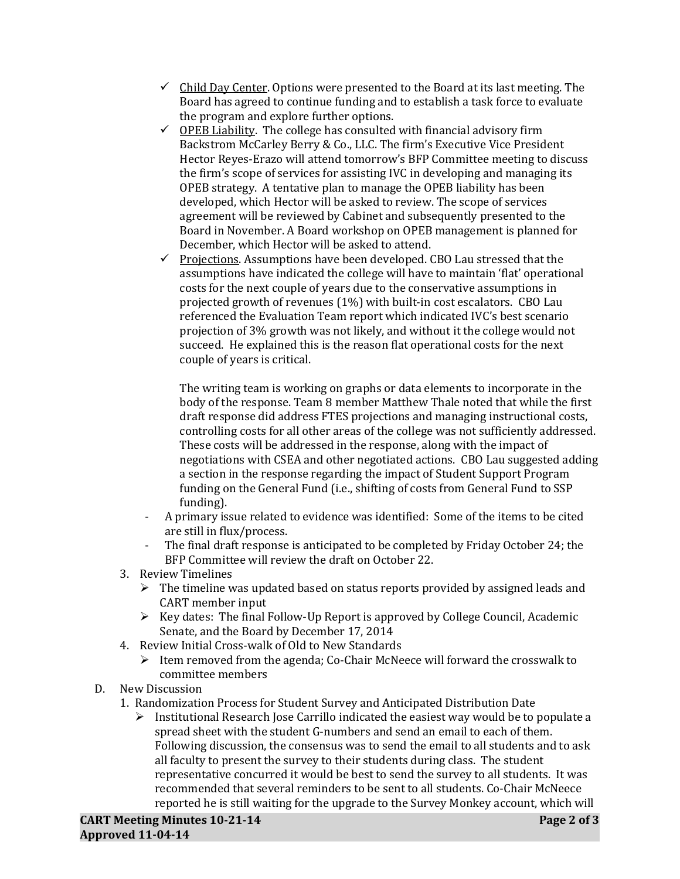- ✓ Child Day Center. Options were presented to the Board at its last meeting. The Board has agreed to continue funding and to establish a task force to evaluate the program and explore further options.
- ✓ OPEB Liability. The college has consulted with financial advisory firm Backstrom McCarley Berry & Co., LLC. The firm's Executive Vice President Hector Reyes-Erazo will attend tomorrow's BFP Committee meeting to discuss the firm's scope of services for assisting IVC in developing and managing its OPEB strategy. A tentative plan to manage the OPEB liability has been developed, which Hector will be asked to review. The scope of services agreement will be reviewed by Cabinet and subsequently presented to the Board in November. A Board workshop on OPEB management is planned for December, which Hector will be asked to attend.
- ✓ Projections. Assumptions have been developed. CBO Lau stressed that the assumptions have indicated the college will have to maintain 'flat' operational costs for the next couple of years due to the conservative assumptions in projected growth of revenues (1%) with built-in cost escalators. CBO Lau referenced the Evaluation Team report which indicated IVC's best scenario projection of 3% growth was not likely, and without it the college would not succeed. He explained this is the reason flat operational costs for the next couple of years is critical.

  The writing team is working on graphs or data elements to incorporate in the body of the response. Team 8 member Matthew Thale noted that while the first draft response did address FTES projections and managing instructional costs, controlling costs for all other areas of the college was not sufficiently addressed. These costs will be addressed in the response, along with the impact of negotiations with CSEA and other negotiated actions. CBO Lau suggested adding a section in the response regarding the impact of Student Support Program funding on the General Fund (i.e., shifting of costs from General Fund to SSP funding).

- A primary issue related to evidence was identified: Some of the items to be cited are still in flux/process.
- The final draft response is anticipated to be completed by Friday October 24; the BFP Committee will review the draft on October 22.

3. Review Timelines
   - ➢ The timeline was updated based on status reports provided by assigned leads and CART member input
   - ➢ Key dates: The final Follow-Up Report is approved by College Council, Academic Senate, and the Board by December 17, 2014
4. Review Initial Cross-walk of Old to New Standards
   - ➢ Item removed from the agenda; Co-Chair McNeece will forward the crosswalk to committee members

D. New Discussion

1. Randomization Process for Student Survey and Anticipated Distribution Date
   - ➢ Institutional Research Jose Carrillo indicated the easiest way would be to populate a spread sheet with the student G-numbers and send an email to each of them. Following discussion, the consensus was to send the email to all students and to ask all faculty to present the survey to their students during class. The student representative concurred it would be best to send the survey to all students. It was recommended that several reminders to be sent to all students. Co-Chair McNeece reported he is still waiting for the upgrade to the Survey Monkey account, which will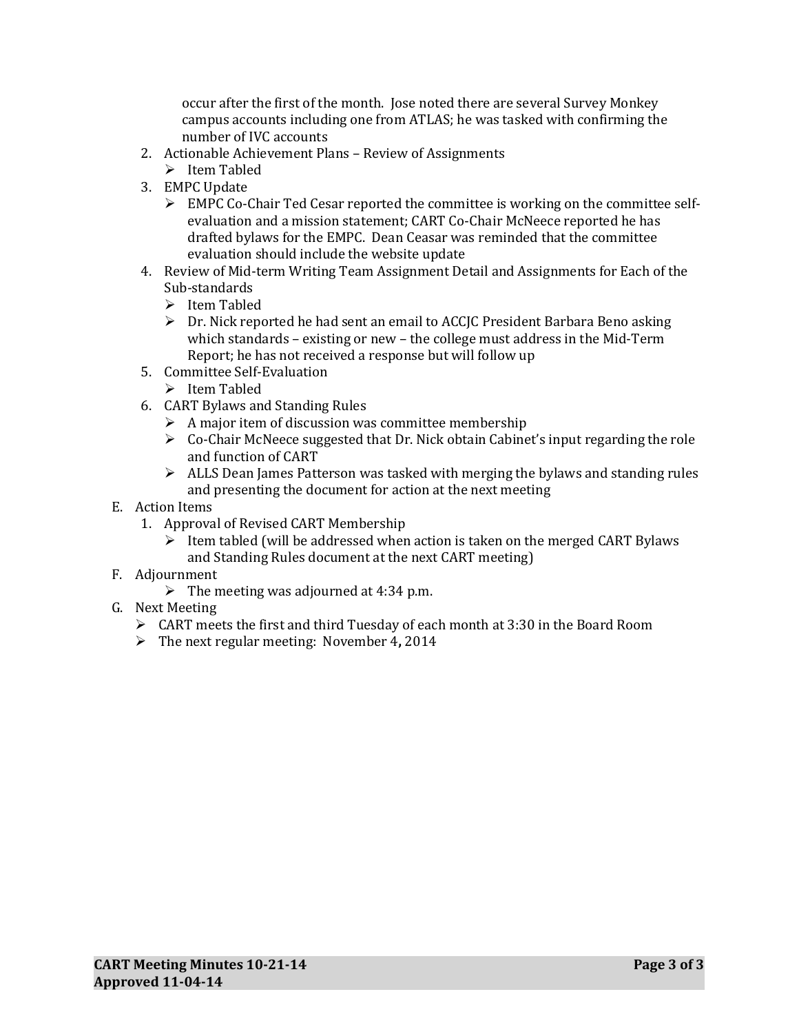occur after the first of the month. Jose noted there are several Survey Monkey campus accounts including one from ATLAS; he was tasked with confirming the number of IVC accounts

2. Actionable Achievement Plans – Review of Assignments
   - Item Tabled
3. EMPC Update
   - EMPC Co-Chair Ted Cesar reported the committee is working on the committee self-evaluation and a mission statement; CART Co-Chair McNeece reported he has drafted bylaws for the EMPC. Dean Ceasar was reminded that the committee evaluation should include the website update
4. Review of Mid-term Writing Team Assignment Detail and Assignments for Each of the Sub-standards
   - Item Tabled
   - Dr. Nick reported he had sent an email to ACCJC President Barbara Beno asking which standards – existing or new – the college must address in the Mid-Term Report; he has not received a response but will follow up
5. Committee Self-Evaluation
   - Item Tabled
6. CART Bylaws and Standing Rules
   - A major item of discussion was committee membership
   - Co-Chair McNeece suggested that Dr. Nick obtain Cabinet's input regarding the role and function of CART
   - ALLS Dean James Patterson was tasked with merging the bylaws and standing rules and presenting the document for action at the next meeting

E. Action Items
   1. Approval of Revised CART Membership
      - Item tabled (will be addressed when action is taken on the merged CART Bylaws and Standing Rules document at the next CART meeting)

F. Adjournment
   - The meeting was adjourned at 4:34 p.m.

G. Next Meeting
   - CART meets the first and third Tuesday of each month at 3:30 in the Board Room
   - The next regular meeting: November 4, 2014

**CART Meeting Minutes 10-21-14**
**Approved 11-04-14**